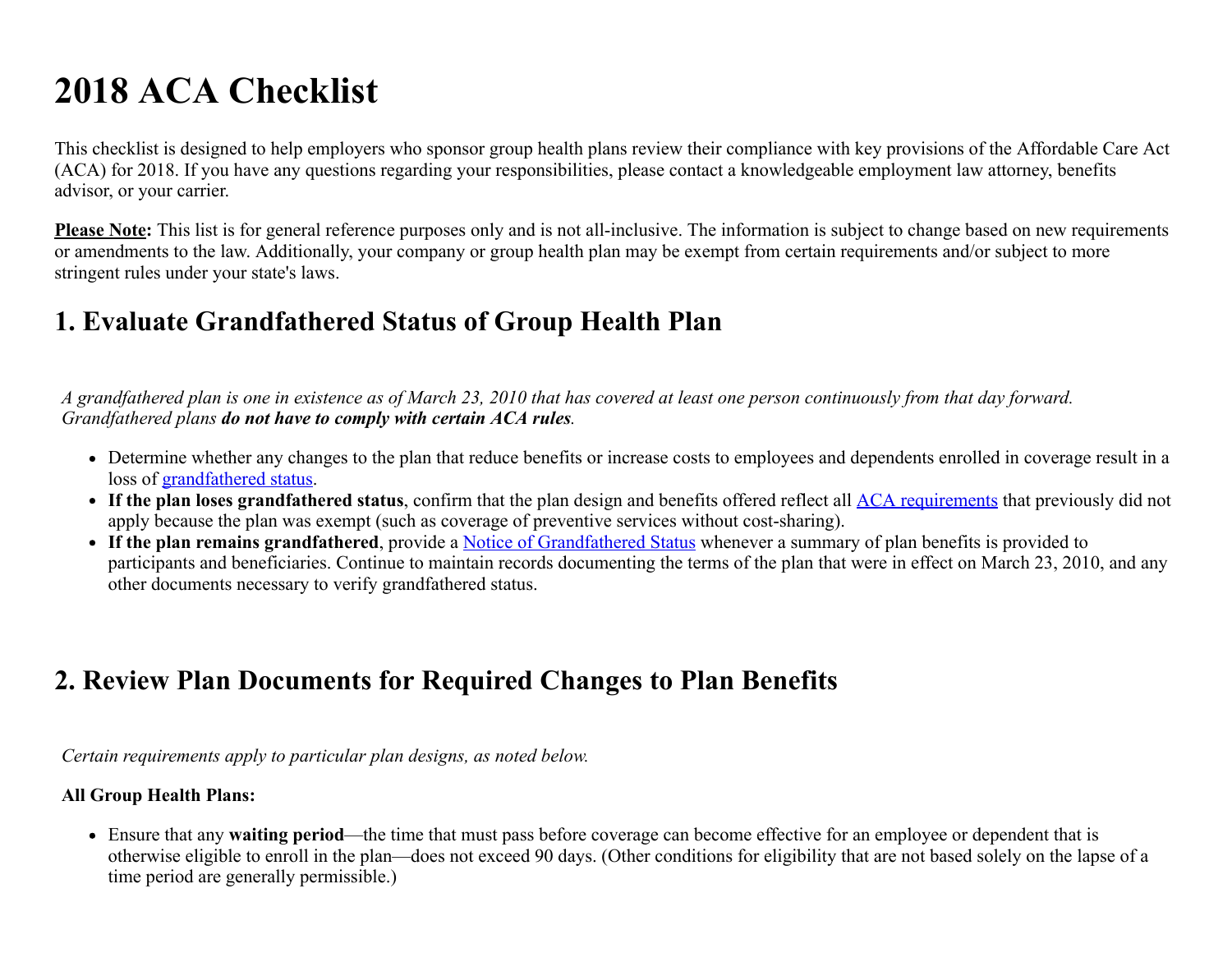# 2018 ACA Checklist

This checklist is designed to help employers who sponsor group health plans review their compliance with key provisions of the Affordable Care Act (ACA) for 2018. If you have any questions regarding your responsibilities, please contact a knowledgeable employment law attorney, benefits advisor, or your carrier.

**Please Note:** This list is for general reference purposes only and is not all-inclusive. The information is subject to change based on new requirements or amendments to the law. Additionally, your company or group health plan may be exempt from certain requirements and/or subject to more stringent rules under your state's laws.

## 1. Evaluate Grandfathered Status of Group Health Plan

*A grandfathered plan is one in existence as of March 23, 2010 that has covered at least one person continuously from that day forward. Grandfathered plans* ***do not have to comply with certain ACA rules****.*

- Determine whether any changes to the plan that reduce benefits or increase costs to employees and dependents enrolled in coverage result in a loss of grandfathered status.
- **If the plan loses grandfathered status**, confirm that the plan design and benefits offered reflect all ACA requirements that previously did not apply because the plan was exempt (such as coverage of preventive services without cost-sharing).
- **If the plan remains grandfathered**, provide a Notice of Grandfathered Status whenever a summary of plan benefits is provided to participants and beneficiaries. Continue to maintain records documenting the terms of the plan that were in effect on March 23, 2010, and any other documents necessary to verify grandfathered status.

## 2. Review Plan Documents for Required Changes to Plan Benefits

*Certain requirements apply to particular plan designs, as noted below.*

**All Group Health Plans:**

- Ensure that any **waiting period**—the time that must pass before coverage can become effective for an employee or dependent that is otherwise eligible to enroll in the plan—does not exceed 90 days. (Other conditions for eligibility that are not based solely on the lapse of a time period are generally permissible.)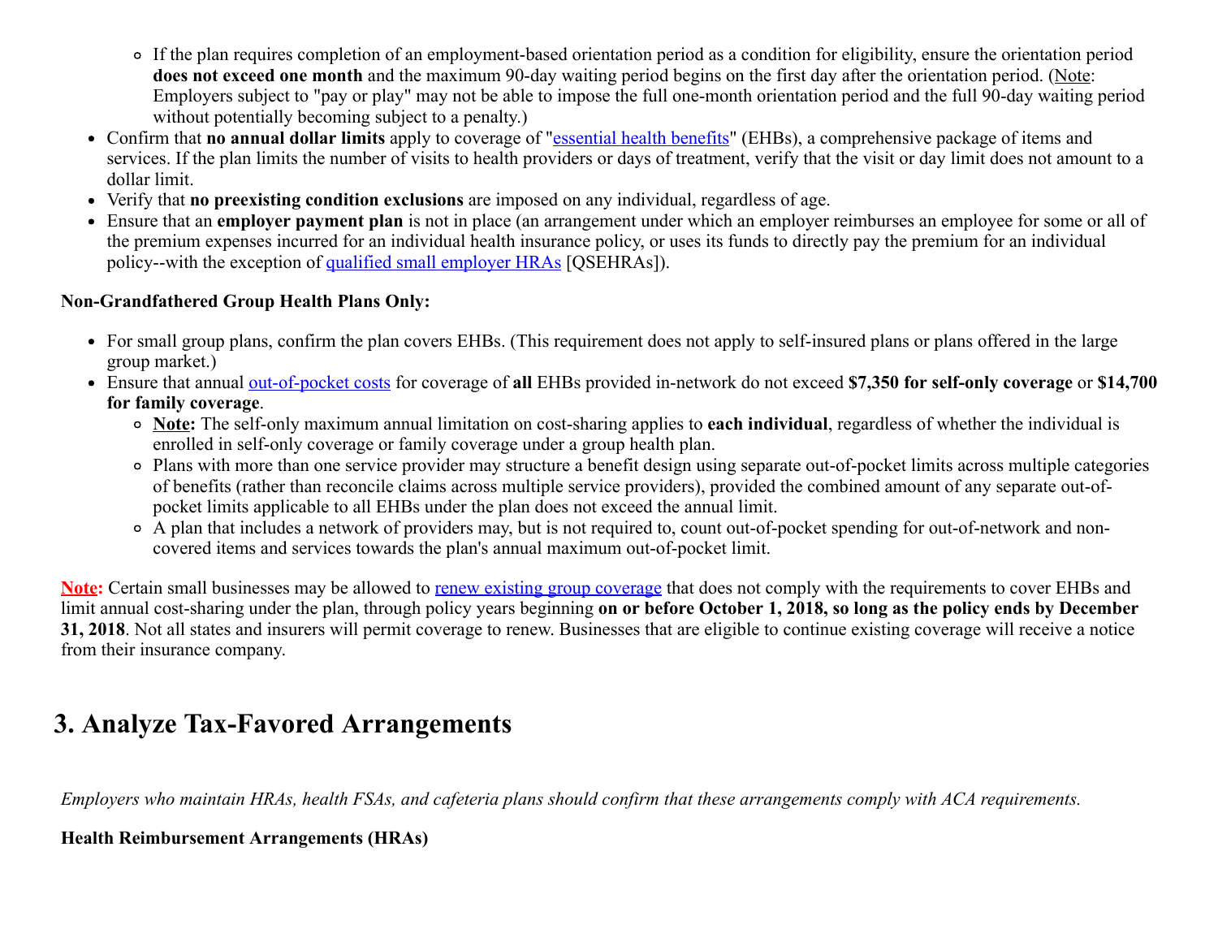- If the plan requires completion of an employment-based orientation period as a condition for eligibility, ensure the orientation period **does not exceed one month** and the maximum 90-day waiting period begins on the first day after the orientation period. (Note: Employers subject to "pay or play" may not be able to impose the full one-month orientation period and the full 90-day waiting period without potentially becoming subject to a penalty.)
- Confirm that **no annual dollar limits** apply to coverage of "essential health benefits" (EHBs), a comprehensive package of items and services. If the plan limits the number of visits to health providers or days of treatment, verify that the visit or day limit does not amount to a dollar limit.
- Verify that **no preexisting condition exclusions** are imposed on any individual, regardless of age.
- Ensure that an **employer payment plan** is not in place (an arrangement under which an employer reimburses an employee for some or all of the premium expenses incurred for an individual health insurance policy, or uses its funds to directly pay the premium for an individual policy--with the exception of qualified small employer HRAs [QSEHRAs]).

**Non-Grandfathered Group Health Plans Only:**

- For small group plans, confirm the plan covers EHBs. (This requirement does not apply to self-insured plans or plans offered in the large group market.)
- Ensure that annual out-of-pocket costs for coverage of **all** EHBs provided in-network do not exceed **$7,350 for self-only coverage** or **$14,700 for family coverage**.
    - **Note:** The self-only maximum annual limitation on cost-sharing applies to **each individual**, regardless of whether the individual is enrolled in self-only coverage or family coverage under a group health plan.
    - Plans with more than one service provider may structure a benefit design using separate out-of-pocket limits across multiple categories of benefits (rather than reconcile claims across multiple service providers), provided the combined amount of any separate out-of-pocket limits applicable to all EHBs under the plan does not exceed the annual limit.
    - A plan that includes a network of providers may, but is not required to, count out-of-pocket spending for out-of-network and non-covered items and services towards the plan's annual maximum out-of-pocket limit.

**Note:** Certain small businesses may be allowed to renew existing group coverage that does not comply with the requirements to cover EHBs and limit annual cost-sharing under the plan, through policy years beginning **on or before October 1, 2018, so long as the policy ends by December 31, 2018**. Not all states and insurers will permit coverage to renew. Businesses that are eligible to continue existing coverage will receive a notice from their insurance company.

## 3. Analyze Tax-Favored Arrangements

*Employers who maintain HRAs, health FSAs, and cafeteria plans should confirm that these arrangements comply with ACA requirements.*

**Health Reimbursement Arrangements (HRAs)**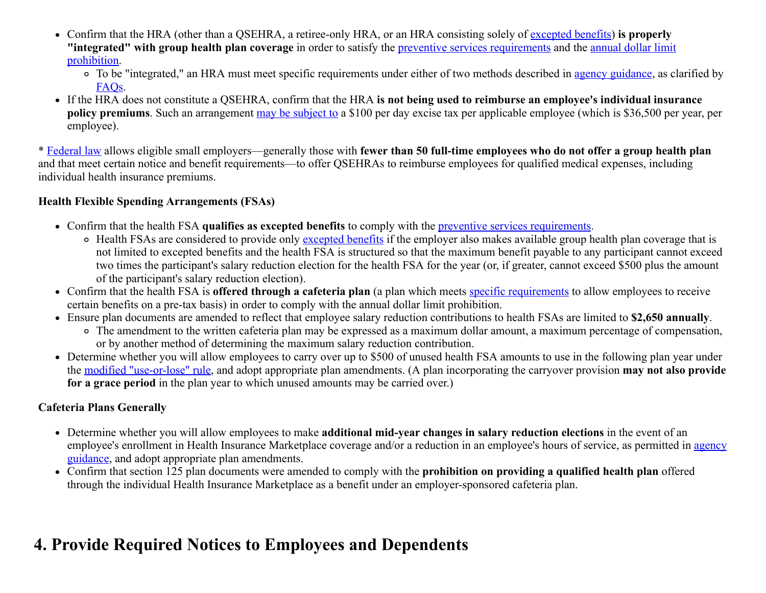- Confirm that the HRA (other than a QSEHRA, a retiree-only HRA, or an HRA consisting solely of excepted benefits) **is properly "integrated" with group health plan coverage** in order to satisfy the preventive services requirements and the annual dollar limit prohibition.
  - To be "integrated," an HRA must meet specific requirements under either of two methods described in agency guidance, as clarified by FAQs.
- If the HRA does not constitute a QSEHRA, confirm that the HRA **is not being used to reimburse an employee's individual insurance policy premiums**. Such an arrangement may be subject to a $100 per day excise tax per applicable employee (which is $36,500 per year, per employee).

* Federal law allows eligible small employers—generally those with **fewer than 50 full-time employees who do not offer a group health plan** and that meet certain notice and benefit requirements—to offer QSEHRAs to reimburse employees for qualified medical expenses, including individual health insurance premiums.

**Health Flexible Spending Arrangements (FSAs)**

- Confirm that the health FSA **qualifies as excepted benefits** to comply with the preventive services requirements.
  - Health FSAs are considered to provide only excepted benefits if the employer also makes available group health plan coverage that is not limited to excepted benefits and the health FSA is structured so that the maximum benefit payable to any participant cannot exceed two times the participant's salary reduction election for the health FSA for the year (or, if greater, cannot exceed $500 plus the amount of the participant's salary reduction election).
- Confirm that the health FSA is **offered through a cafeteria plan** (a plan which meets specific requirements to allow employees to receive certain benefits on a pre-tax basis) in order to comply with the annual dollar limit prohibition.
- Ensure plan documents are amended to reflect that employee salary reduction contributions to health FSAs are limited to **$2,650 annually**.
  - The amendment to the written cafeteria plan may be expressed as a maximum dollar amount, a maximum percentage of compensation, or by another method of determining the maximum salary reduction contribution.
- Determine whether you will allow employees to carry over up to $500 of unused health FSA amounts to use in the following plan year under the modified "use-or-lose" rule, and adopt appropriate plan amendments. (A plan incorporating the carryover provision **may not also provide for a grace period** in the plan year to which unused amounts may be carried over.)

**Cafeteria Plans Generally**

- Determine whether you will allow employees to make **additional mid-year changes in salary reduction elections** in the event of an employee's enrollment in Health Insurance Marketplace coverage and/or a reduction in an employee's hours of service, as permitted in agency guidance, and adopt appropriate plan amendments.
- Confirm that section 125 plan documents were amended to comply with the **prohibition on providing a qualified health plan** offered through the individual Health Insurance Marketplace as a benefit under an employer-sponsored cafeteria plan.

# 4. Provide Required Notices to Employees and Dependents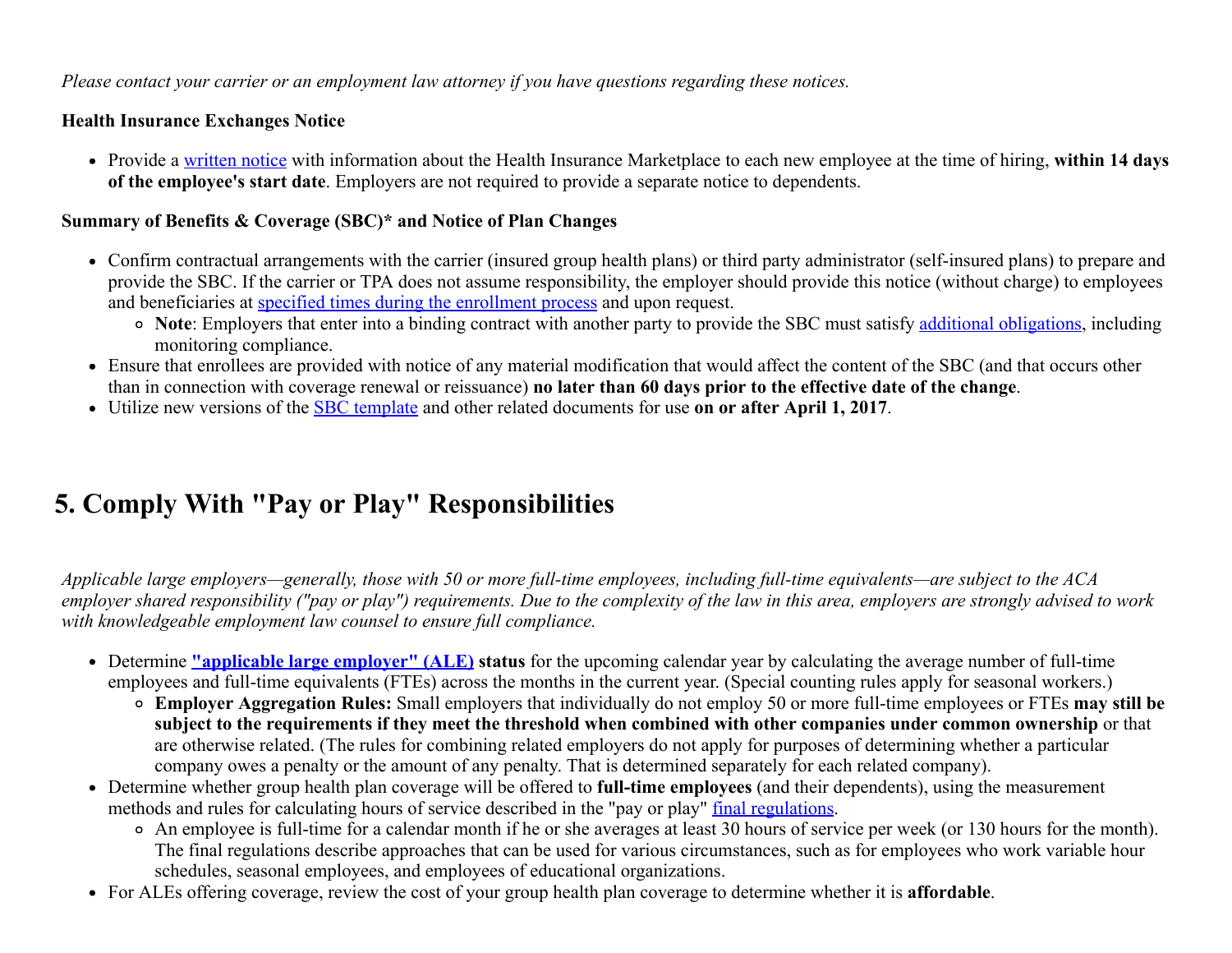*Please contact your carrier or an employment law attorney if you have questions regarding these notices.*

**Health Insurance Exchanges Notice**

- Provide a written notice with information about the Health Insurance Marketplace to each new employee at the time of hiring, **within 14 days of the employee's start date**. Employers are not required to provide a separate notice to dependents.

**Summary of Benefits & Coverage (SBC)* and Notice of Plan Changes**

- Confirm contractual arrangements with the carrier (insured group health plans) or third party administrator (self-insured plans) to prepare and provide the SBC. If the carrier or TPA does not assume responsibility, the employer should provide this notice (without charge) to employees and beneficiaries at specified times during the enrollment process and upon request.
    - **Note**: Employers that enter into a binding contract with another party to provide the SBC must satisfy additional obligations, including monitoring compliance.
- Ensure that enrollees are provided with notice of any material modification that would affect the content of the SBC (and that occurs other than in connection with coverage renewal or reissuance) **no later than 60 days prior to the effective date of the change**.
- Utilize new versions of the SBC template and other related documents for use **on or after April 1, 2017**.

## 5. Comply With "Pay or Play" Responsibilities

*Applicable large employers—generally, those with 50 or more full-time employees, including full-time equivalents—are subject to the ACA employer shared responsibility ("pay or play") requirements. Due to the complexity of the law in this area, employers are strongly advised to work with knowledgeable employment law counsel to ensure full compliance.*

- Determine **"applicable large employer" (ALE) status** for the upcoming calendar year by calculating the average number of full-time employees and full-time equivalents (FTEs) across the months in the current year. (Special counting rules apply for seasonal workers.)
    - **Employer Aggregation Rules:** Small employers that individually do not employ 50 or more full-time employees or FTEs **may still be subject to the requirements if they meet the threshold when combined with other companies under common ownership** or that are otherwise related. (The rules for combining related employers do not apply for purposes of determining whether a particular company owes a penalty or the amount of any penalty. That is determined separately for each related company).
- Determine whether group health plan coverage will be offered to **full-time employees** (and their dependents), using the measurement methods and rules for calculating hours of service described in the "pay or play" final regulations.
    - An employee is full-time for a calendar month if he or she averages at least 30 hours of service per week (or 130 hours for the month). The final regulations describe approaches that can be used for various circumstances, such as for employees who work variable hour schedules, seasonal employees, and employees of educational organizations.
- For ALEs offering coverage, review the cost of your group health plan coverage to determine whether it is **affordable**.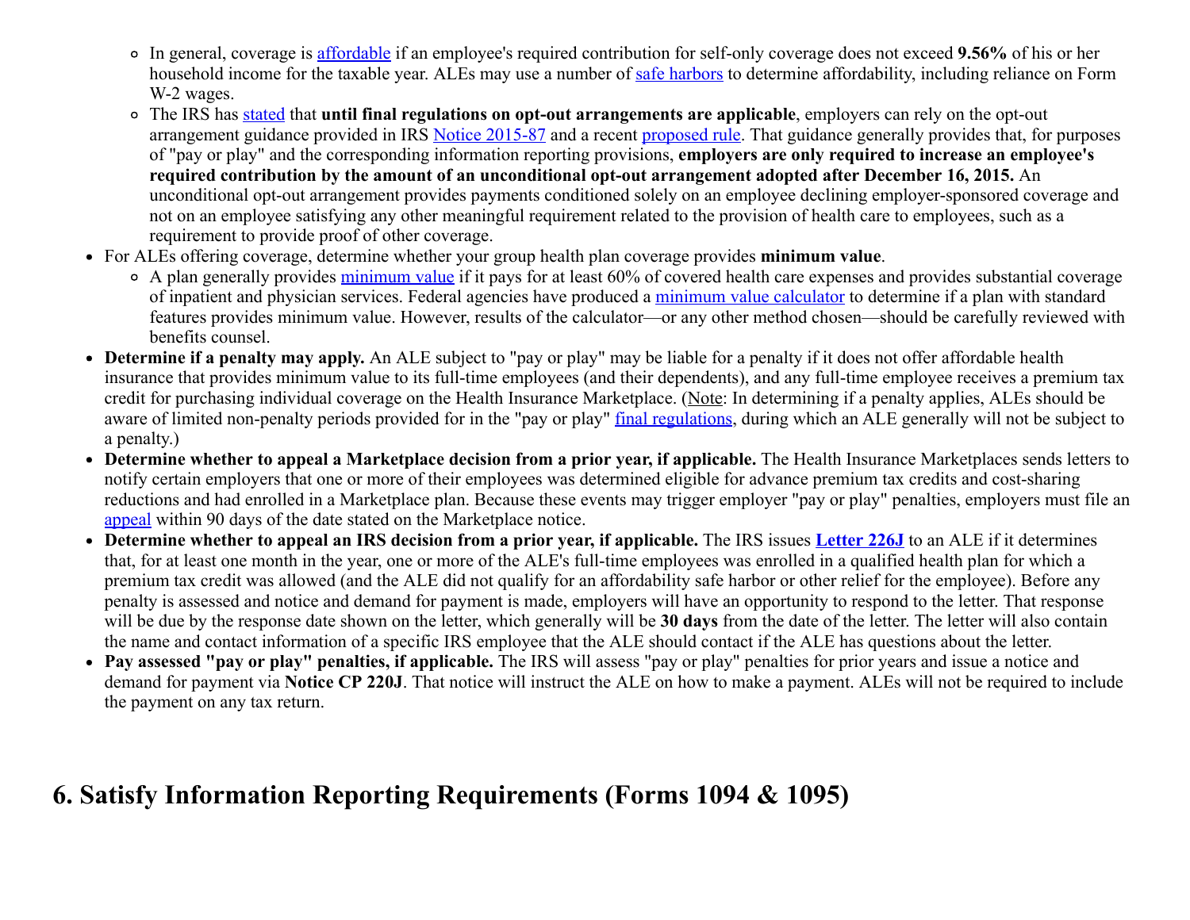- In general, coverage is affordable if an employee's required contribution for self-only coverage does not exceed **9.56%** of his or her household income for the taxable year. ALEs may use a number of safe harbors to determine affordability, including reliance on Form W-2 wages.
- The IRS has stated that **until final regulations on opt-out arrangements are applicable**, employers can rely on the opt-out arrangement guidance provided in IRS Notice 2015-87 and a recent proposed rule. That guidance generally provides that, for purposes of "pay or play" and the corresponding information reporting provisions, **employers are only required to increase an employee's required contribution by the amount of an unconditional opt-out arrangement adopted after December 16, 2015.** An unconditional opt-out arrangement provides payments conditioned solely on an employee declining employer-sponsored coverage and not on an employee satisfying any other meaningful requirement related to the provision of health care to employees, such as a requirement to provide proof of other coverage.

- For ALEs offering coverage, determine whether your group health plan coverage provides **minimum value**.
  - A plan generally provides minimum value if it pays for at least 60% of covered health care expenses and provides substantial coverage of inpatient and physician services. Federal agencies have produced a minimum value calculator to determine if a plan with standard features provides minimum value. However, results of the calculator—or any other method chosen—should be carefully reviewed with benefits counsel.
- **Determine if a penalty may apply.** An ALE subject to "pay or play" may be liable for a penalty if it does not offer affordable health insurance that provides minimum value to its full-time employees (and their dependents), and any full-time employee receives a premium tax credit for purchasing individual coverage on the Health Insurance Marketplace. (Note: In determining if a penalty applies, ALEs should be aware of limited non-penalty periods provided for in the "pay or play" final regulations, during which an ALE generally will not be subject to a penalty.)
- **Determine whether to appeal a Marketplace decision from a prior year, if applicable.** The Health Insurance Marketplaces sends letters to notify certain employers that one or more of their employees was determined eligible for advance premium tax credits and cost-sharing reductions and had enrolled in a Marketplace plan. Because these events may trigger employer "pay or play" penalties, employers must file an appeal within 90 days of the date stated on the Marketplace notice.
- **Determine whether to appeal an IRS decision from a prior year, if applicable.** The IRS issues **Letter 226J** to an ALE if it determines that, for at least one month in the year, one or more of the ALE's full-time employees was enrolled in a qualified health plan for which a premium tax credit was allowed (and the ALE did not qualify for an affordability safe harbor or other relief for the employee). Before any penalty is assessed and notice and demand for payment is made, employers will have an opportunity to respond to the letter. That response will be due by the response date shown on the letter, which generally will be **30 days** from the date of the letter. The letter will also contain the name and contact information of a specific IRS employee that the ALE should contact if the ALE has questions about the letter.
- **Pay assessed "pay or play" penalties, if applicable.** The IRS will assess "pay or play" penalties for prior years and issue a notice and demand for payment via **Notice CP 220J**. That notice will instruct the ALE on how to make a payment. ALEs will not be required to include the payment on any tax return.

## 6. Satisfy Information Reporting Requirements (Forms 1094 & 1095)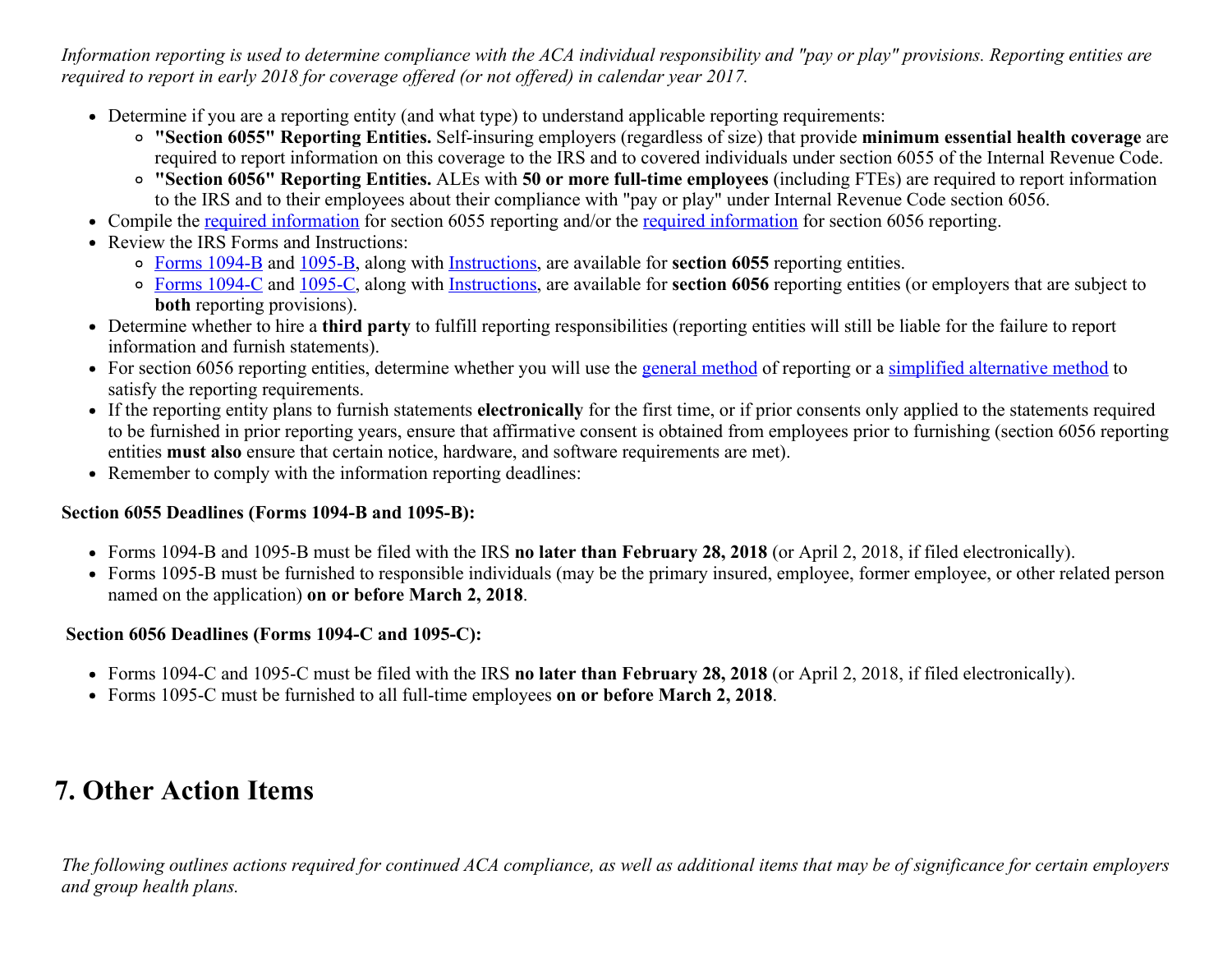*Information reporting is used to determine compliance with the ACA individual responsibility and "pay or play" provisions. Reporting entities are required to report in early 2018 for coverage offered (or not offered) in calendar year 2017.*

- Determine if you are a reporting entity (and what type) to understand applicable reporting requirements:
  - **"Section 6055" Reporting Entities.** Self-insuring employers (regardless of size) that provide **minimum essential health coverage** are required to report information on this coverage to the IRS and to covered individuals under section 6055 of the Internal Revenue Code.
  - **"Section 6056" Reporting Entities.** ALEs with **50 or more full-time employees** (including FTEs) are required to report information to the IRS and to their employees about their compliance with "pay or play" under Internal Revenue Code section 6056.
- Compile the required information for section 6055 reporting and/or the required information for section 6056 reporting.
- Review the IRS Forms and Instructions:
  - Forms 1094-B and 1095-B, along with Instructions, are available for **section 6055** reporting entities.
  - Forms 1094-C and 1095-C, along with Instructions, are available for **section 6056** reporting entities (or employers that are subject to **both** reporting provisions).
- Determine whether to hire a **third party** to fulfill reporting responsibilities (reporting entities will still be liable for the failure to report information and furnish statements).
- For section 6056 reporting entities, determine whether you will use the general method of reporting or a simplified alternative method to satisfy the reporting requirements.
- If the reporting entity plans to furnish statements **electronically** for the first time, or if prior consents only applied to the statements required to be furnished in prior reporting years, ensure that affirmative consent is obtained from employees prior to furnishing (section 6056 reporting entities **must also** ensure that certain notice, hardware, and software requirements are met).
- Remember to comply with the information reporting deadlines:

**Section 6055 Deadlines (Forms 1094-B and 1095-B):**

- Forms 1094-B and 1095-B must be filed with the IRS **no later than February 28, 2018** (or April 2, 2018, if filed electronically).
- Forms 1095-B must be furnished to responsible individuals (may be the primary insured, employee, former employee, or other related person named on the application) **on or before March 2, 2018**.

**Section 6056 Deadlines (Forms 1094-C and 1095-C):**

- Forms 1094-C and 1095-C must be filed with the IRS **no later than February 28, 2018** (or April 2, 2018, if filed electronically).
- Forms 1095-C must be furnished to all full-time employees **on or before March 2, 2018**.

## 7. Other Action Items

*The following outlines actions required for continued ACA compliance, as well as additional items that may be of significance for certain employers and group health plans.*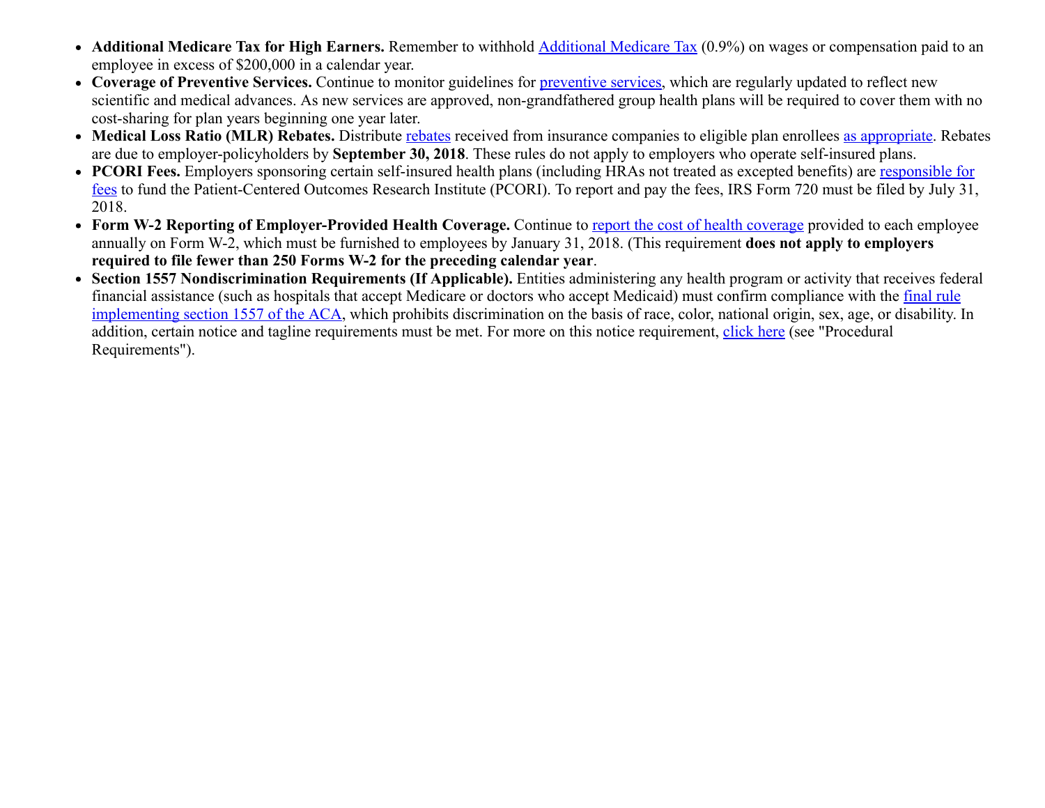- **Additional Medicare Tax for High Earners.** Remember to withhold Additional Medicare Tax (0.9%) on wages or compensation paid to an employee in excess of $200,000 in a calendar year.
- **Coverage of Preventive Services.** Continue to monitor guidelines for preventive services, which are regularly updated to reflect new scientific and medical advances. As new services are approved, non-grandfathered group health plans will be required to cover them with no cost-sharing for plan years beginning one year later.
- **Medical Loss Ratio (MLR) Rebates.** Distribute rebates received from insurance companies to eligible plan enrollees as appropriate. Rebates are due to employer-policyholders by **September 30, 2018**. These rules do not apply to employers who operate self-insured plans.
- **PCORI Fees.** Employers sponsoring certain self-insured health plans (including HRAs not treated as excepted benefits) are responsible for fees to fund the Patient-Centered Outcomes Research Institute (PCORI). To report and pay the fees, IRS Form 720 must be filed by July 31, 2018.
- **Form W-2 Reporting of Employer-Provided Health Coverage.** Continue to report the cost of health coverage provided to each employee annually on Form W-2, which must be furnished to employees by January 31, 2018. (This requirement **does not apply to employers required to file fewer than 250 Forms W-2 for the preceding calendar year**.
- **Section 1557 Nondiscrimination Requirements (If Applicable).** Entities administering any health program or activity that receives federal financial assistance (such as hospitals that accept Medicare or doctors who accept Medicaid) must confirm compliance with the final rule implementing section 1557 of the ACA, which prohibits discrimination on the basis of race, color, national origin, sex, age, or disability. In addition, certain notice and tagline requirements must be met. For more on this notice requirement, click here (see "Procedural Requirements").